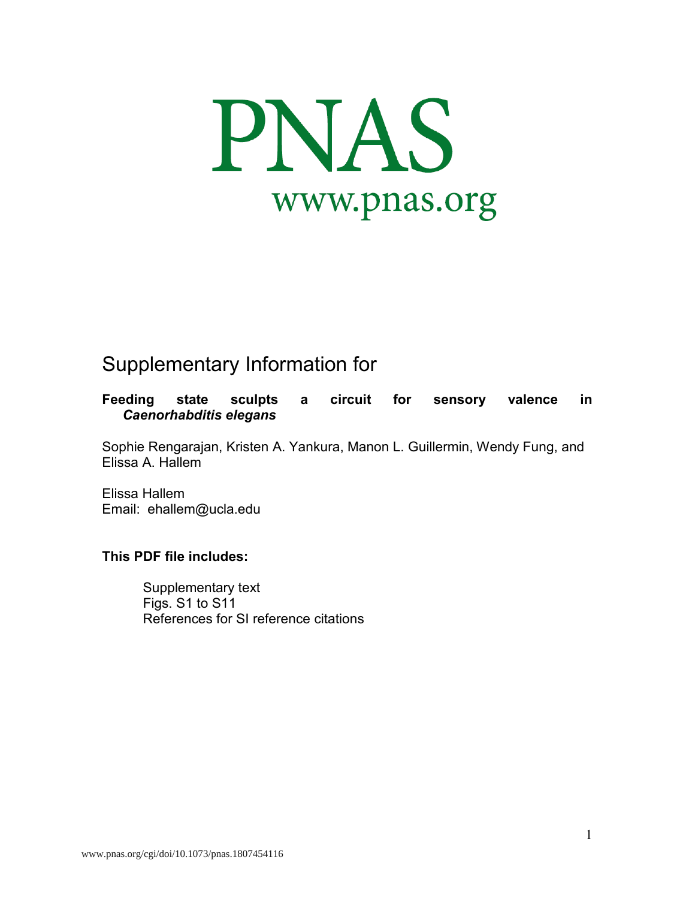# PNAS

www.pnas.org

## Supplementary Information for

**Feeding state sculpts a circuit for sensory valence in *Caenorhabditis elegans***

Sophie Rengarajan, Kristen A. Yankura, Manon L. Guillermin, Wendy Fung, and Elissa A. Hallem

Elissa Hallem
Email: ehallem@ucla.edu

**This PDF file includes:**

Supplementary text
Figs. S1 to S11
References for SI reference citations

www.pnas.org/cgi/doi/10.1073/pnas.1807454116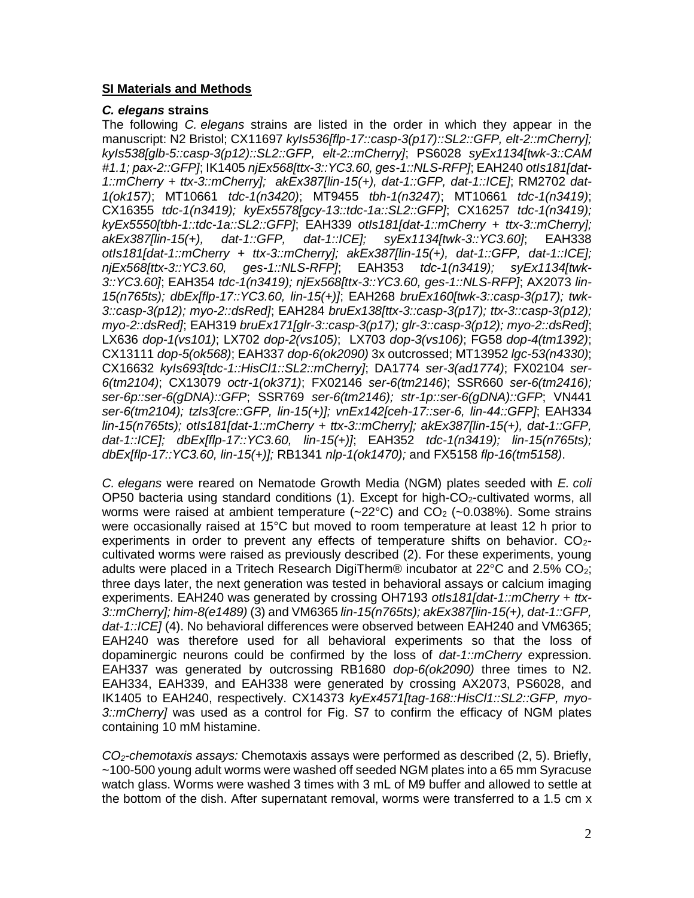**SI Materials and Methods**

***C. elegans* strains**

The following *C. elegans* strains are listed in the order in which they appear in the manuscript: N2 Bristol; CX11697 *kyIs536[flp-17::casp-3(p17)::SL2::GFP, elt-2::mCherry]; kyIs538[glb-5::casp-3(p12)::SL2::GFP, elt-2::mCherry]*; PS6028 *syEx1134[twk-3::CAM #1.1; pax-2::GFP]*; IK1405 *njEx568[ttx-3::YC3.60, ges-1::NLS-RFP]*; EAH240 *otIs181[dat-1::mCherry + ttx-3::mCherry]; akEx387[lin-15(+), dat-1::GFP, dat-1::ICE]*; RM2702 *dat-1(ok157)*; MT10661 *tdc-1(n3420)*; MT9455 *tbh-1(n3247)*; MT10661 *tdc-1(n3419)*; CX16355 *tdc-1(n3419); kyEx5578[gcy-13::tdc-1a::SL2::GFP]*; CX16257 *tdc-1(n3419); kyEx5550[tbh-1::tdc-1a::SL2::GFP]*; EAH339 *otIs181[dat-1::mCherry + ttx-3::mCherry]; akEx387[lin-15(+), dat-1::GFP, dat-1::ICE]; syEx1134[twk-3::YC3.60]*; EAH338 *otIs181[dat-1::mCherry + ttx-3::mCherry]; akEx387[lin-15(+), dat-1::GFP, dat-1::ICE]; njEx568[ttx-3::YC3.60, ges-1::NLS-RFP]*; EAH353 *tdc-1(n3419); syEx1134[twk-3::YC3.60]*; EAH354 *tdc-1(n3419); njEx568[ttx-3::YC3.60, ges-1::NLS-RFP]*; AX2073 *lin-15(n765ts); dbEx[flp-17::YC3.60, lin-15(+)]*; EAH268 *bruEx160[twk-3::casp-3(p17); twk-3::casp-3(p12); myo-2::dsRed]*; EAH284 *bruEx138[ttx-3::casp-3(p17); ttx-3::casp-3(p12); myo-2::dsRed]*; EAH319 *bruEx171[glr-3::casp-3(p17); glr-3::casp-3(p12); myo-2::dsRed]*; LX636 *dop-1(vs101)*; LX702 *dop-2(vs105)*; LX703 *dop-3(vs106)*; FG58 *dop-4(tm1392)*; CX13111 *dop-5(ok568)*; EAH337 *dop-6(ok2090)* 3x outcrossed; MT13952 *lgc-53(n4330)*; CX16632 *kyIs693[tdc-1::HisCl1::SL2::mCherry]*; DA1774 *ser-3(ad1774)*; FX02104 *ser-6(tm2104)*; CX13079 *octr-1(ok371)*; FX02146 *ser-6(tm2146)*; SSR660 *ser-6(tm2416); ser-6p::ser-6(gDNA)::GFP*; SSR769 *ser-6(tm2146); str-1p::ser-6(gDNA)::GFP*; VN441 *ser-6(tm2104); tzIs3[cre::GFP, lin-15(+)]; vnEx142[ceh-17::ser-6, lin-44::GFP]*; EAH334 *lin-15(n765ts); otIs181[dat-1::mCherry + ttx-3::mCherry]; akEx387[lin-15(+), dat-1::GFP, dat-1::ICE]; dbEx[flp-17::YC3.60, lin-15(+)]*; EAH352 *tdc-1(n3419); lin-15(n765ts); dbEx[flp-17::YC3.60, lin-15(+)];* RB1341 *nlp-1(ok1470);* and FX5158 *flp-16(tm5158)*.

*C. elegans* were reared on Nematode Growth Media (NGM) plates seeded with *E. coli* OP50 bacteria using standard conditions (1). Except for high-$CO_2$-cultivated worms, all worms were raised at ambient temperature (~22°C) and $CO_2$ (~0.038%). Some strains were occasionally raised at 15°C but moved to room temperature at least 12 h prior to experiments in order to prevent any effects of temperature shifts on behavior. $CO_2$-cultivated worms were raised as previously described (2). For these experiments, young adults were placed in a Tritech Research DigiTherm® incubator at 22°C and 2.5% $CO_2$; three days later, the next generation was tested in behavioral assays or calcium imaging experiments. EAH240 was generated by crossing OH7193 *otIs181[dat-1::mCherry + ttx-3::mCherry]; him-8(e1489)* (3) and VM6365 *lin-15(n765ts); akEx387[lin-15(+), dat-1::GFP, dat-1::ICE]* (4). No behavioral differences were observed between EAH240 and VM6365; EAH240 was therefore used for all behavioral experiments so that the loss of dopaminergic neurons could be confirmed by the loss of *dat-1::mCherry* expression. EAH337 was generated by outcrossing RB1680 *dop-6(ok2090)* three times to N2. EAH334, EAH339, and EAH338 were generated by crossing AX2073, PS6028, and IK1405 to EAH240, respectively. CX14373 *kyEx4571[tag-168::HisCl1::SL2::GFP, myo-3::mCherry]* was used as a control for Fig. S7 to confirm the efficacy of NGM plates containing 10 mM histamine.

*$CO_2$-chemotaxis assays:* Chemotaxis assays were performed as described (2, 5). Briefly, ~100-500 young adult worms were washed off seeded NGM plates into a 65 mm Syracuse watch glass. Worms were washed 3 times with 3 mL of M9 buffer and allowed to settle at the bottom of the dish. After supernatant removal, worms were transferred to a 1.5 cm x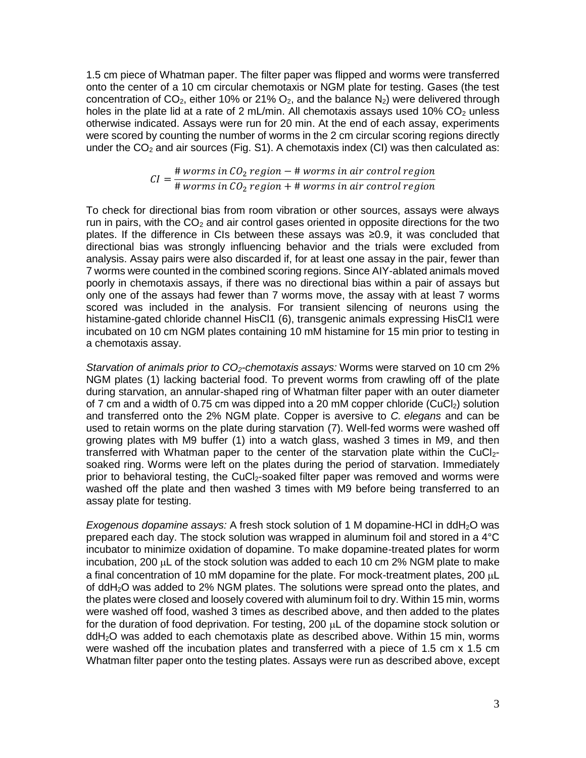1.5 cm piece of Whatman paper. The filter paper was flipped and worms were transferred onto the center of a 10 cm circular chemotaxis or NGM plate for testing. Gases (the test concentration of $CO_2$, either 10% or 21% $O_2$, and the balance $N_2$) were delivered through holes in the plate lid at a rate of 2 mL/min. All chemotaxis assays used 10% $CO_2$ unless otherwise indicated. Assays were run for 20 min. At the end of each assay, experiments were scored by counting the number of worms in the 2 cm circular scoring regions directly under the $CO_2$ and air sources (Fig. S1). A chemotaxis index (CI) was then calculated as:

$$CI = \frac{\#\, worms\ in\ CO_2\ region - \#\, worms\ in\ air\ control\ region}{\#\, worms\ in\ CO_2\ region + \#\, worms\ in\ air\ control\ region}$$

To check for directional bias from room vibration or other sources, assays were always run in pairs, with the $CO_2$ and air control gases oriented in opposite directions for the two plates. If the difference in CIs between these assays was ≥0.9, it was concluded that directional bias was strongly influencing behavior and the trials were excluded from analysis. Assay pairs were also discarded if, for at least one assay in the pair, fewer than 7 worms were counted in the combined scoring regions. Since AIY-ablated animals moved poorly in chemotaxis assays, if there was no directional bias within a pair of assays but only one of the assays had fewer than 7 worms move, the assay with at least 7 worms scored was included in the analysis. For transient silencing of neurons using the histamine-gated chloride channel HisCl1 (6), transgenic animals expressing HisCl1 were incubated on 10 cm NGM plates containing 10 mM histamine for 15 min prior to testing in a chemotaxis assay.

*Starvation of animals prior to $CO_2$-chemotaxis assays:* Worms were starved on 10 cm 2% NGM plates (1) lacking bacterial food. To prevent worms from crawling off of the plate during starvation, an annular-shaped ring of Whatman filter paper with an outer diameter of 7 cm and a width of 0.75 cm was dipped into a 20 mM copper chloride ($CuCl_2$) solution and transferred onto the 2% NGM plate. Copper is aversive to *C. elegans* and can be used to retain worms on the plate during starvation (7). Well-fed worms were washed off growing plates with M9 buffer (1) into a watch glass, washed 3 times in M9, and then transferred with Whatman paper to the center of the starvation plate within the $CuCl_2$-soaked ring. Worms were left on the plates during the period of starvation. Immediately prior to behavioral testing, the $CuCl_2$-soaked filter paper was removed and worms were washed off the plate and then washed 3 times with M9 before being transferred to an assay plate for testing.

*Exogenous dopamine assays:* A fresh stock solution of 1 M dopamine-HCl in $ddH_2O$ was prepared each day. The stock solution was wrapped in aluminum foil and stored in a 4°C incubator to minimize oxidation of dopamine. To make dopamine-treated plates for worm incubation, 200 μL of the stock solution was added to each 10 cm 2% NGM plate to make a final concentration of 10 mM dopamine for the plate. For mock-treatment plates, 200 μL of $ddH_2O$ was added to 2% NGM plates. The solutions were spread onto the plates, and the plates were closed and loosely covered with aluminum foil to dry. Within 15 min, worms were washed off food, washed 3 times as described above, and then added to the plates for the duration of food deprivation. For testing, 200 μL of the dopamine stock solution or $ddH_2O$ was added to each chemotaxis plate as described above. Within 15 min, worms were washed off the incubation plates and transferred with a piece of 1.5 cm x 1.5 cm Whatman filter paper onto the testing plates. Assays were run as described above, except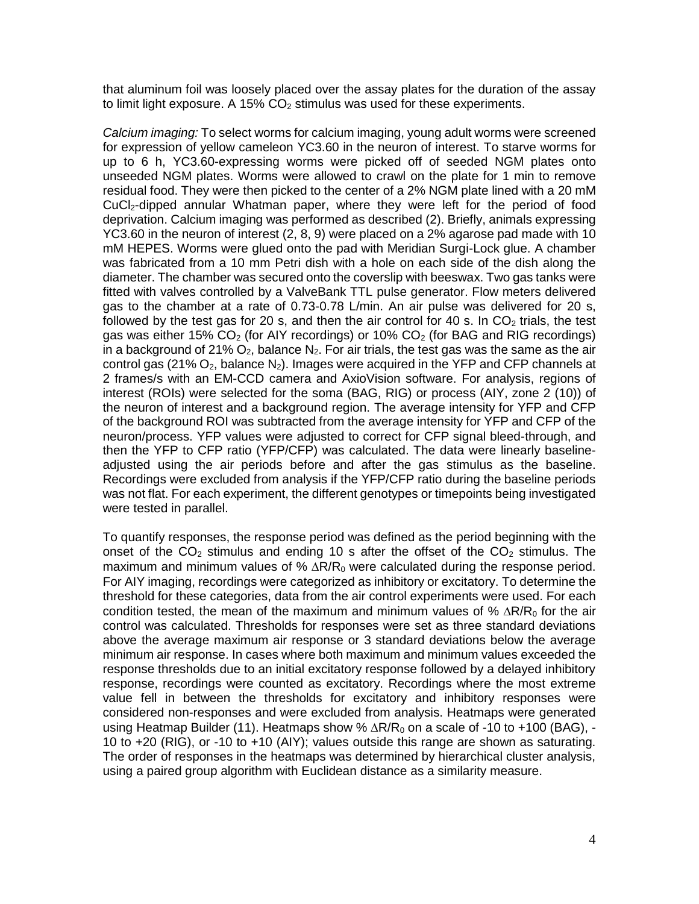that aluminum foil was loosely placed over the assay plates for the duration of the assay to limit light exposure. A 15% $CO_2$ stimulus was used for these experiments.

*Calcium imaging:* To select worms for calcium imaging, young adult worms were screened for expression of yellow cameleon YC3.60 in the neuron of interest. To starve worms for up to 6 h, YC3.60-expressing worms were picked off of seeded NGM plates onto unseeded NGM plates. Worms were allowed to crawl on the plate for 1 min to remove residual food. They were then picked to the center of a 2% NGM plate lined with a 20 mM $CuCl_2$-dipped annular Whatman paper, where they were left for the period of food deprivation. Calcium imaging was performed as described (2). Briefly, animals expressing YC3.60 in the neuron of interest (2, 8, 9) were placed on a 2% agarose pad made with 10 mM HEPES. Worms were glued onto the pad with Meridian Surgi-Lock glue. A chamber was fabricated from a 10 mm Petri dish with a hole on each side of the dish along the diameter. The chamber was secured onto the coverslip with beeswax. Two gas tanks were fitted with valves controlled by a ValveBank TTL pulse generator. Flow meters delivered gas to the chamber at a rate of 0.73-0.78 L/min. An air pulse was delivered for 20 s, followed by the test gas for 20 s, and then the air control for 40 s. In $CO_2$ trials, the test gas was either 15% $CO_2$ (for AIY recordings) or 10% $CO_2$ (for BAG and RIG recordings) in a background of 21% $O_2$, balance $N_2$. For air trials, the test gas was the same as the air control gas (21% $O_2$, balance $N_2$). Images were acquired in the YFP and CFP channels at 2 frames/s with an EM-CCD camera and AxioVision software. For analysis, regions of interest (ROIs) were selected for the soma (BAG, RIG) or process (AIY, zone 2 (10)) of the neuron of interest and a background region. The average intensity for YFP and CFP of the background ROI was subtracted from the average intensity for YFP and CFP of the neuron/process. YFP values were adjusted to correct for CFP signal bleed-through, and then the YFP to CFP ratio (YFP/CFP) was calculated. The data were linearly baseline-adjusted using the air periods before and after the gas stimulus as the baseline. Recordings were excluded from analysis if the YFP/CFP ratio during the baseline periods was not flat. For each experiment, the different genotypes or timepoints being investigated were tested in parallel.

To quantify responses, the response period was defined as the period beginning with the onset of the $CO_2$ stimulus and ending 10 s after the offset of the $CO_2$ stimulus. The maximum and minimum values of % $\Delta R/R_0$ were calculated during the response period. For AIY imaging, recordings were categorized as inhibitory or excitatory. To determine the threshold for these categories, data from the air control experiments were used. For each condition tested, the mean of the maximum and minimum values of % $\Delta R/R_0$ for the air control was calculated. Thresholds for responses were set as three standard deviations above the average maximum air response or 3 standard deviations below the average minimum air response. In cases where both maximum and minimum values exceeded the response thresholds due to an initial excitatory response followed by a delayed inhibitory response, recordings were counted as excitatory. Recordings where the most extreme value fell in between the thresholds for excitatory and inhibitory responses were considered non-responses and were excluded from analysis. Heatmaps were generated using Heatmap Builder (11). Heatmaps show % $\Delta R/R_0$ on a scale of -10 to +100 (BAG), -10 to +20 (RIG), or -10 to +10 (AIY); values outside this range are shown as saturating. The order of responses in the heatmaps was determined by hierarchical cluster analysis, using a paired group algorithm with Euclidean distance as a similarity measure.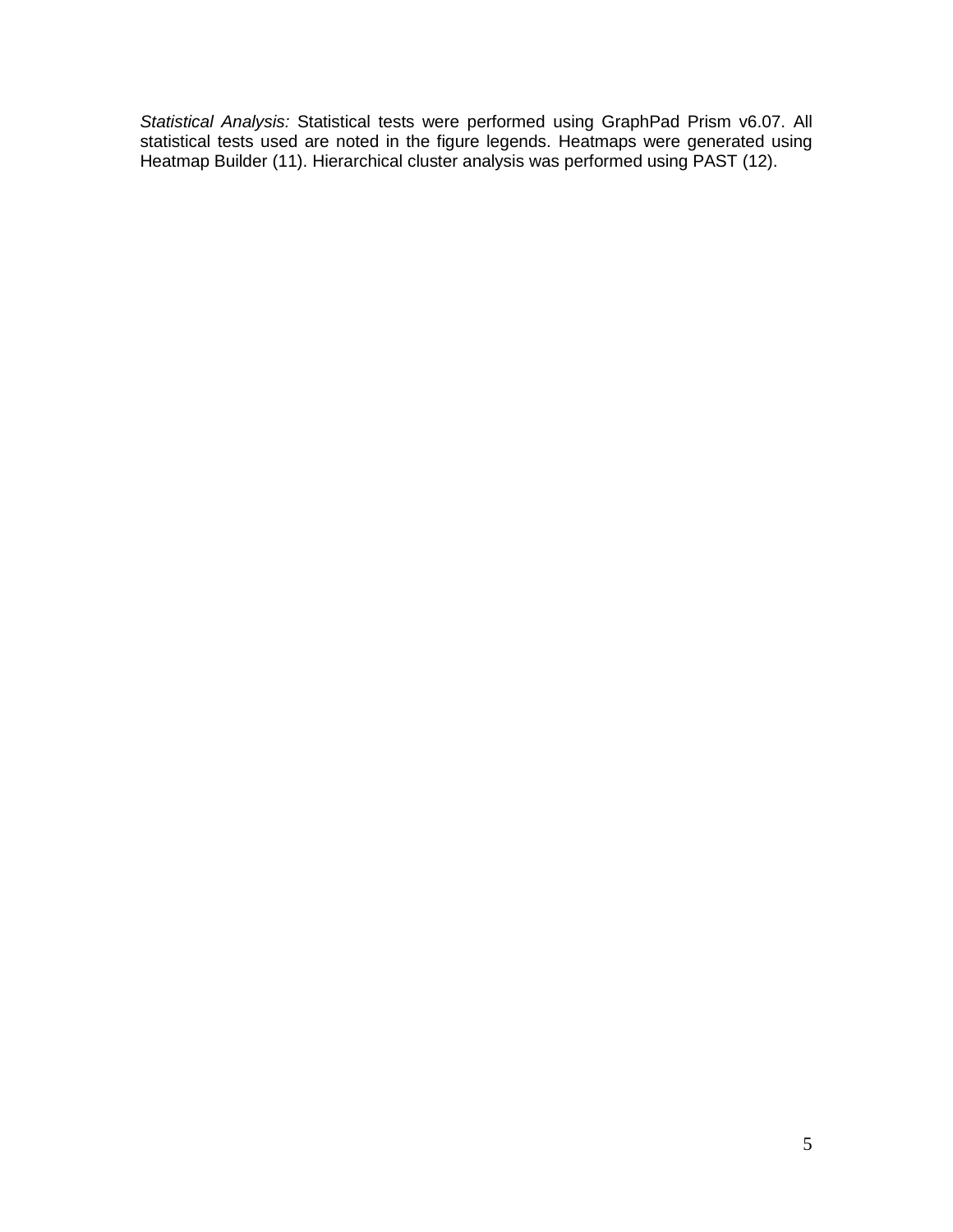*Statistical Analysis:* Statistical tests were performed using GraphPad Prism v6.07. All statistical tests used are noted in the figure legends. Heatmaps were generated using Heatmap Builder (11). Hierarchical cluster analysis was performed using PAST (12).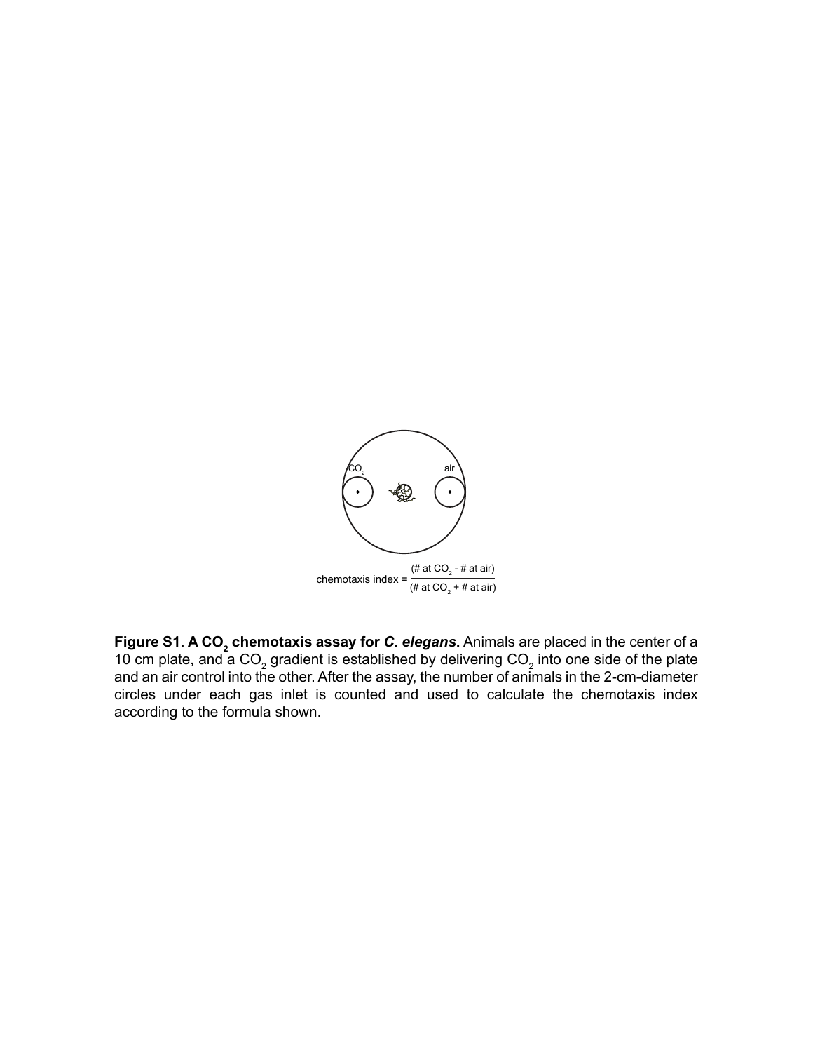$CO_2$ air

$$\text{chemotaxis index} = \frac{(\#\text{ at } CO_2 - \#\text{ at air})}{(\#\text{ at } CO_2 + \#\text{ at air})}$$

**Figure S1. A $CO_2$ chemotaxis assay for *C. elegans*.** Animals are placed in the center of a 10 cm plate, and a $CO_2$ gradient is established by delivering $CO_2$ into one side of the plate and an air control into the other. After the assay, the number of animals in the 2-cm-diameter circles under each gas inlet is counted and used to calculate the chemotaxis index according to the formula shown.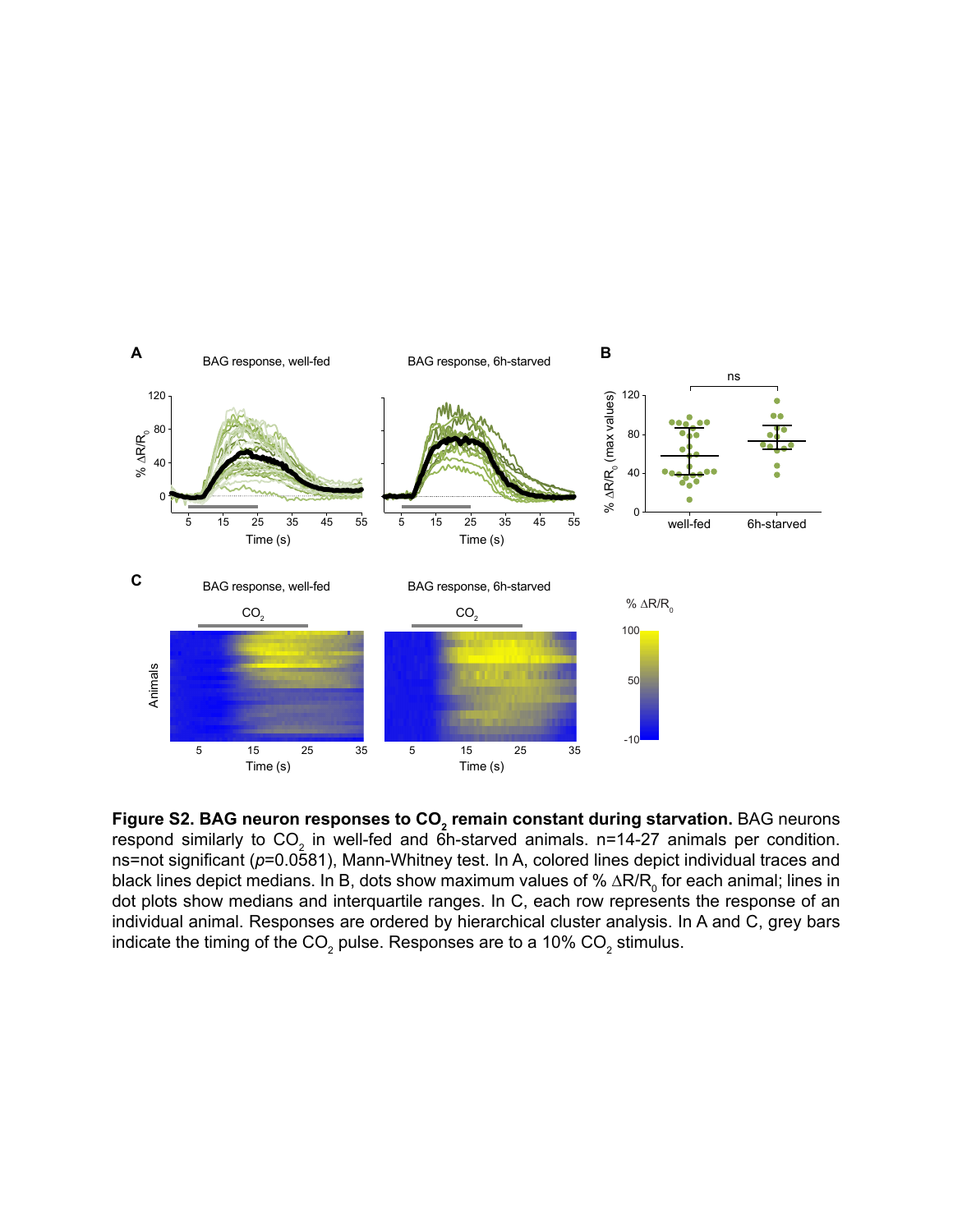**Figure S2. BAG neuron responses to $CO_2$ remain constant during starvation.** BAG neurons respond similarly to $CO_2$ in well-fed and 6h-starved animals. n=14-27 animals per condition. ns=not significant (*p*=0.0581), Mann-Whitney test. In A, colored lines depict individual traces and black lines depict medians. In B, dots show maximum values of % $\Delta R/R_0$ for each animal; lines in dot plots show medians and interquartile ranges. In C, each row represents the response of an individual animal. Responses are ordered by hierarchical cluster analysis. In A and C, grey bars indicate the timing of the $CO_2$ pulse. Responses are to a 10% $CO_2$ stimulus.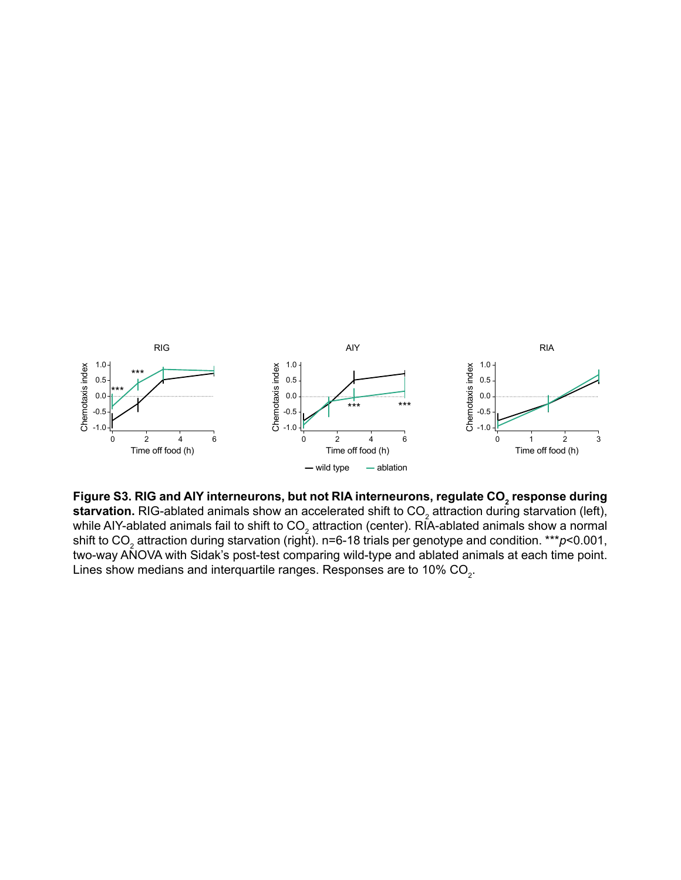**Figure S3. RIG and AIY interneurons, but not RIA interneurons, regulate $CO_2$ response during starvation.** RIG-ablated animals show an accelerated shift to $CO_2$ attraction during starvation (left), while AIY-ablated animals fail to shift to $CO_2$ attraction (center). RIA-ablated animals show a normal shift to $CO_2$ attraction during starvation (right). n=6-18 trials per genotype and condition. ****p*<0.001, two-way ANOVA with Sidak's post-test comparing wild-type and ablated animals at each time point. Lines show medians and interquartile ranges. Responses are to 10% $CO_2$.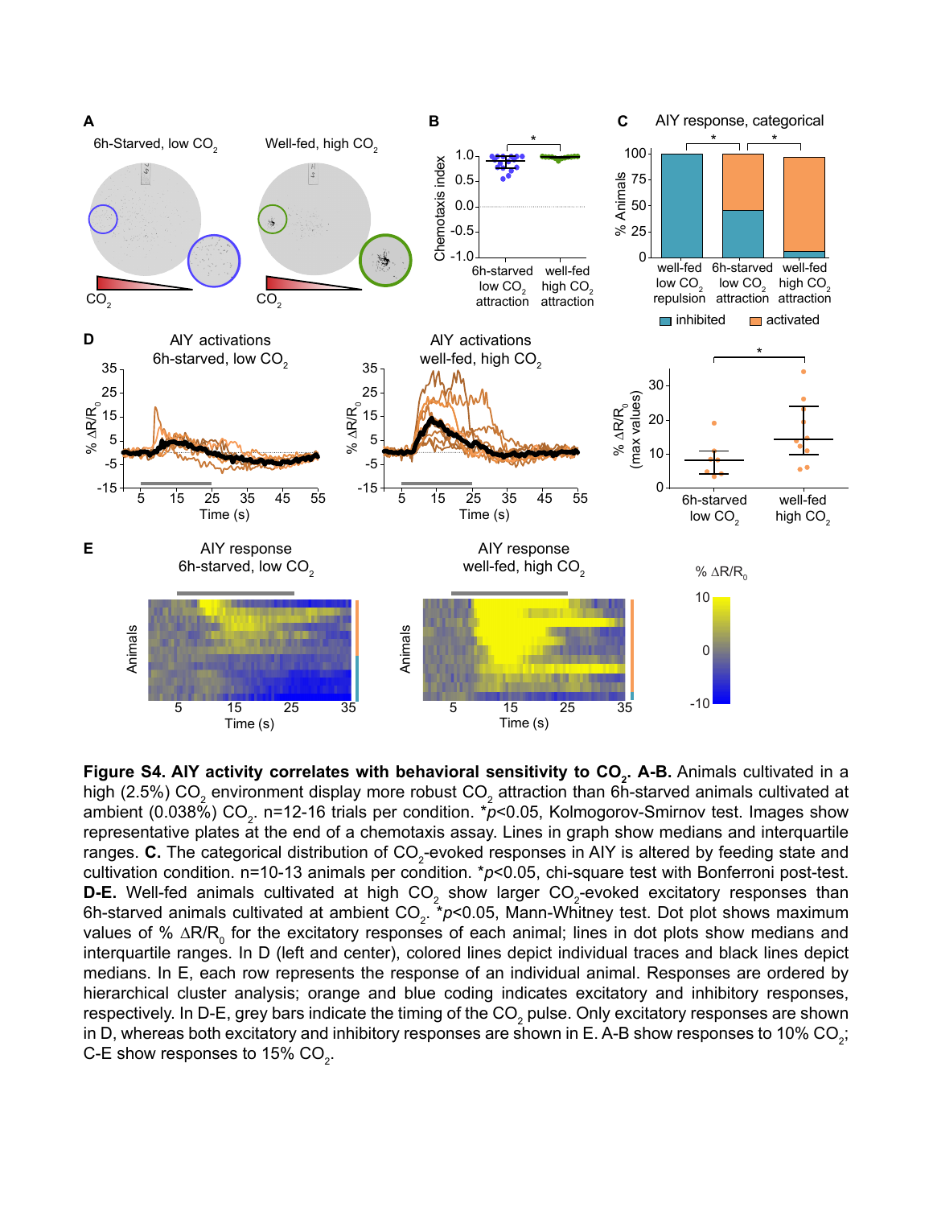**Figure S4. AIY activity correlates with behavioral sensitivity to $CO_2$. A-B.** Animals cultivated in a high (2.5%) $CO_2$ environment display more robust $CO_2$ attraction than 6h-starved animals cultivated at ambient (0.038%) $CO_2$. n=12-16 trials per condition. \**p*<0.05, Kolmogorov-Smirnov test. Images show representative plates at the end of a chemotaxis assay. Lines in graph show medians and interquartile ranges. **C.** The categorical distribution of $CO_2$-evoked responses in AIY is altered by feeding state and cultivation condition. n=10-13 animals per condition. \**p*<0.05, chi-square test with Bonferroni post-test. **D-E.** Well-fed animals cultivated at high $CO_2$ show larger $CO_2$-evoked excitatory responses than 6h-starved animals cultivated at ambient $CO_2$. \**p*<0.05, Mann-Whitney test. Dot plot shows maximum values of % $\Delta R/R_0$ for the excitatory responses of each animal; lines in dot plots show medians and interquartile ranges. In D (left and center), colored lines depict individual traces and black lines depict medians. In E, each row represents the response of an individual animal. Responses are ordered by hierarchical cluster analysis; orange and blue coding indicates excitatory and inhibitory responses, respectively. In D-E, grey bars indicate the timing of the $CO_2$ pulse. Only excitatory responses are shown in D, whereas both excitatory and inhibitory responses are shown in E. A-B show responses to 10% $CO_2$; C-E show responses to 15% $CO_2$.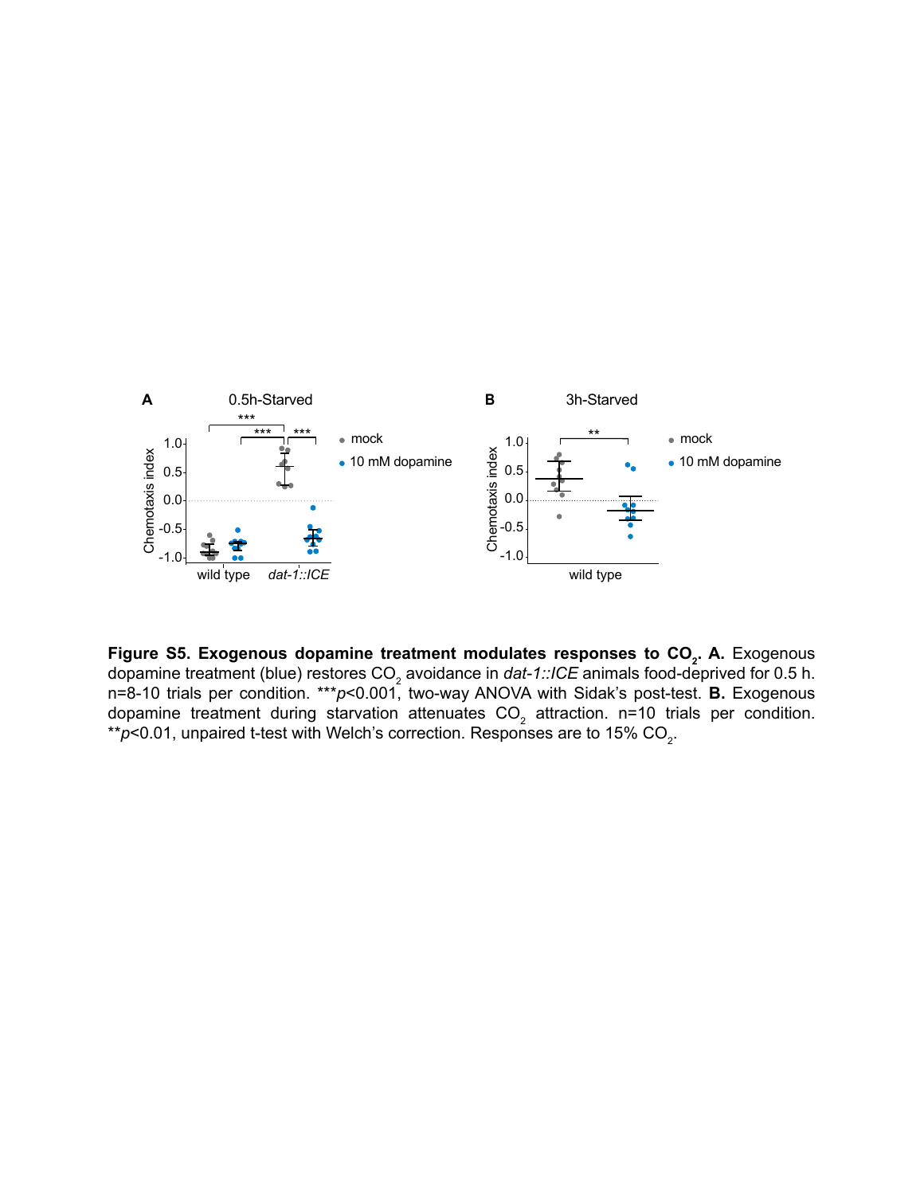**Figure S5. Exogenous dopamine treatment modulates responses to $CO_2$. A.** Exogenous dopamine treatment (blue) restores $CO_2$ avoidance in *dat-1::ICE* animals food-deprived for 0.5 h. n=8-10 trials per condition. ***$p$<0.001, two-way ANOVA with Sidak's post-test. **B.** Exogenous dopamine treatment during starvation attenuates $CO_2$ attraction. n=10 trials per condition. **$p$<0.01, unpaired t-test with Welch's correction. Responses are to 15% $CO_2$.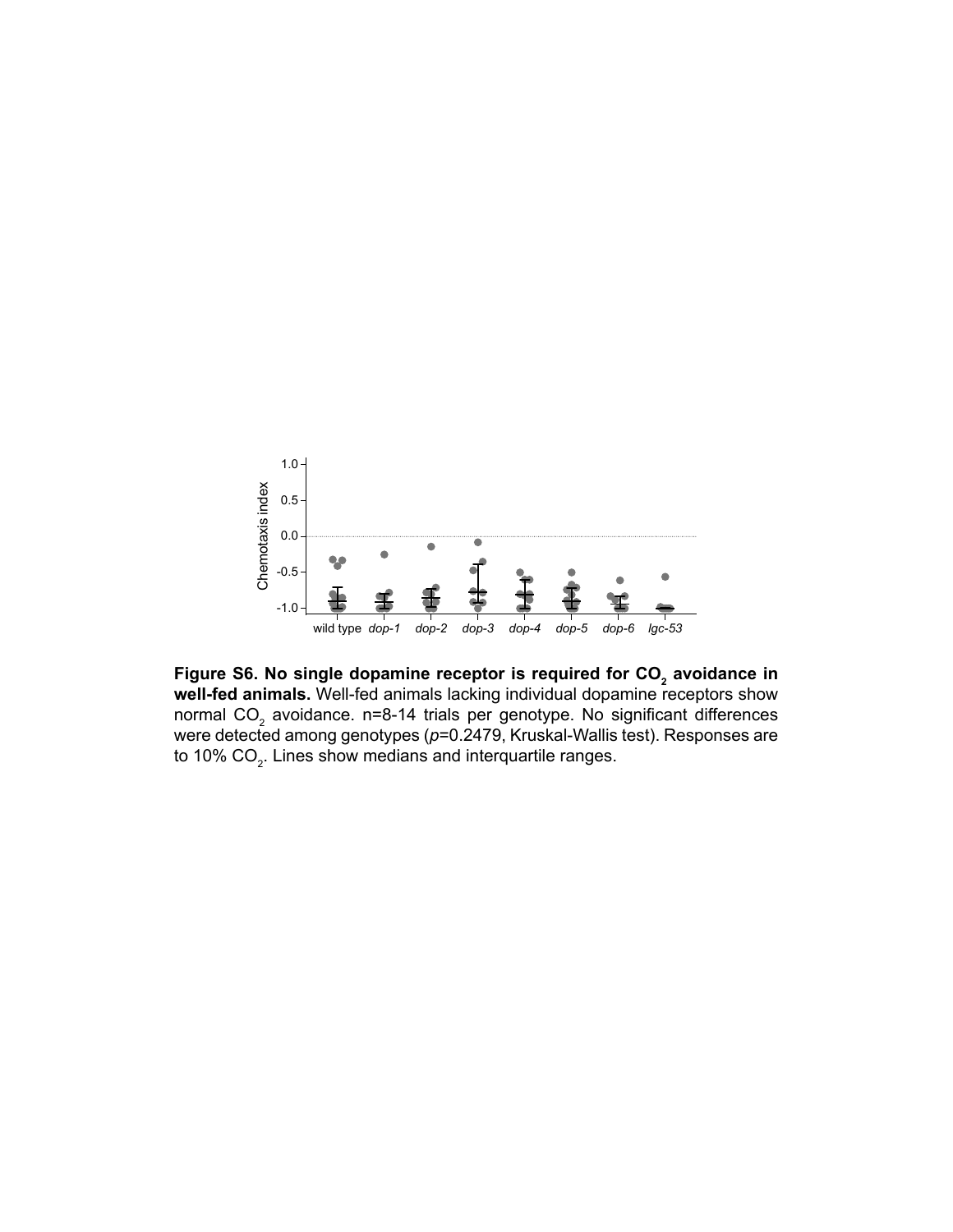**Figure S6. No single dopamine receptor is required for $CO_2$ avoidance in well-fed animals.** Well-fed animals lacking individual dopamine receptors show normal $CO_2$ avoidance. n=8-14 trials per genotype. No significant differences were detected among genotypes ($p$=0.2479, Kruskal-Wallis test). Responses are to 10% $CO_2$. Lines show medians and interquartile ranges.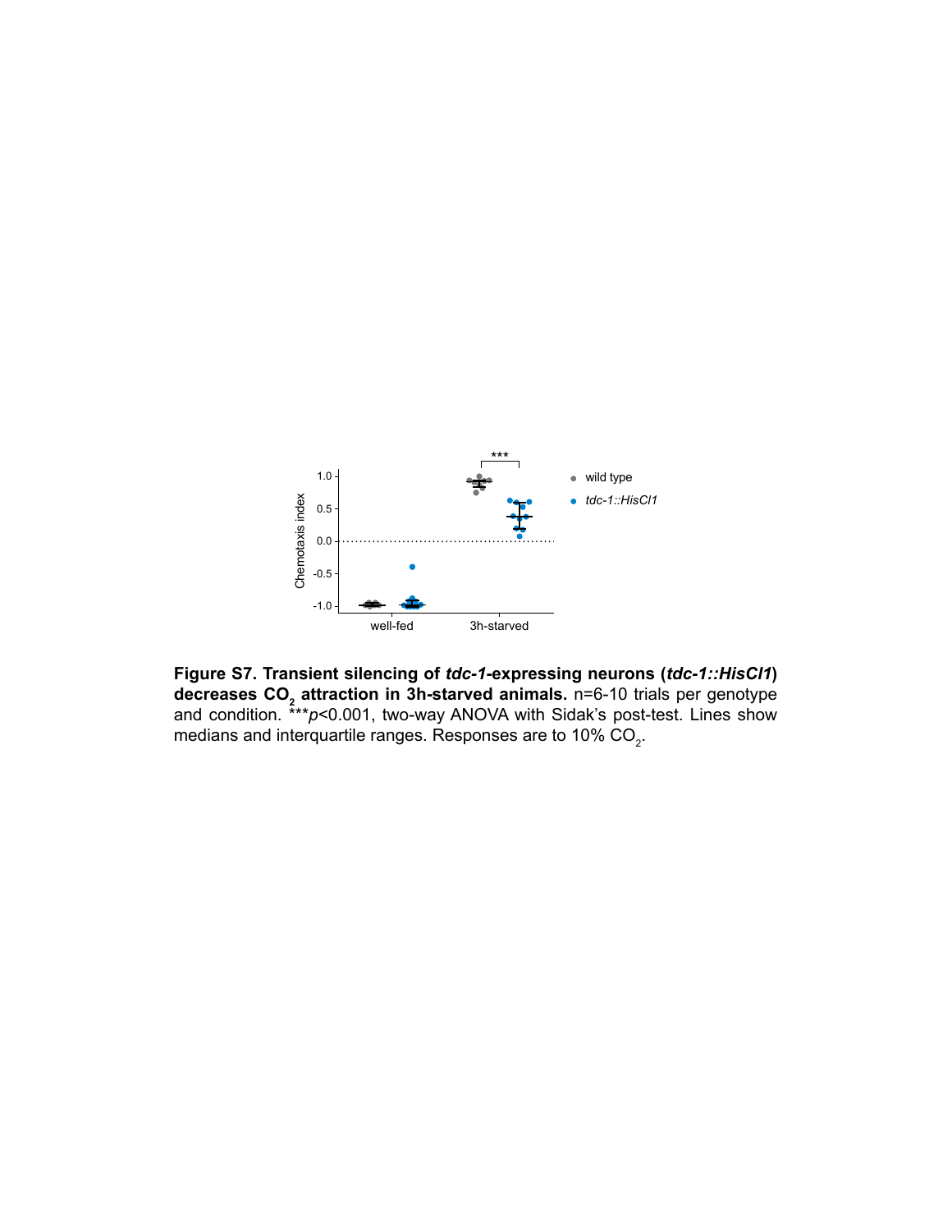**Figure S7. Transient silencing of *tdc-1*-expressing neurons (*tdc-1::HisCl1*) decreases $CO_2$ attraction in 3h-starved animals.** n=6-10 trials per genotype and condition. ****p*<0.001, two-way ANOVA with Sidak's post-test. Lines show medians and interquartile ranges. Responses are to 10% $CO_2$.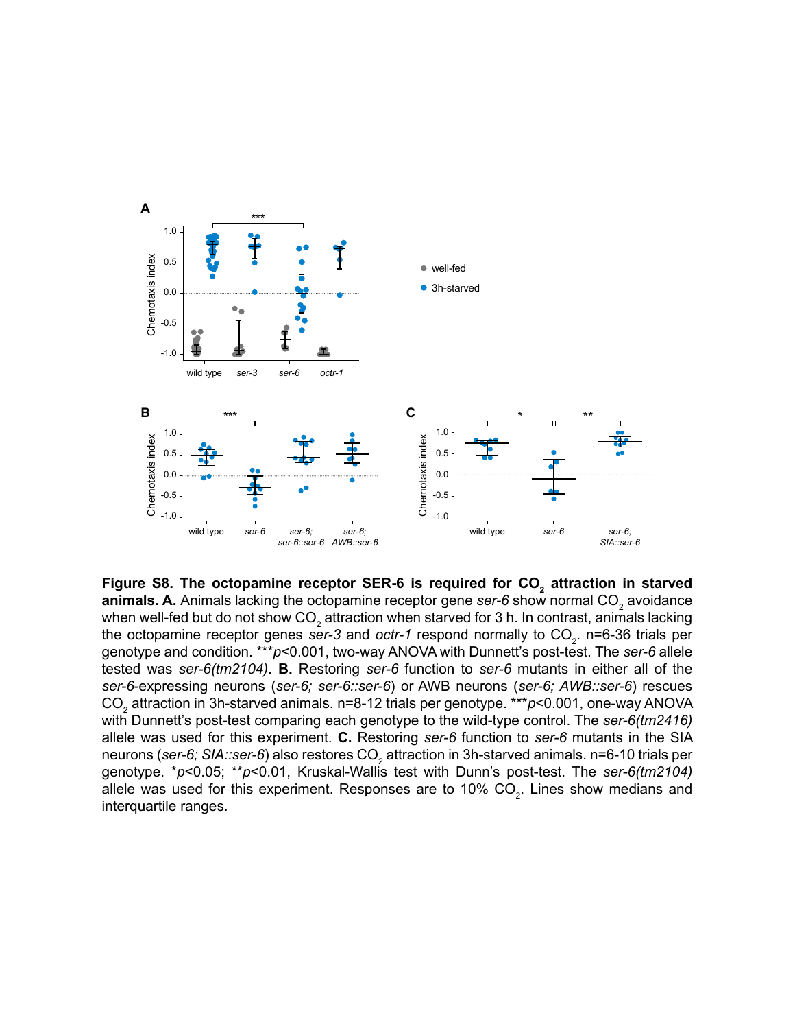**Figure S8. The octopamine receptor SER-6 is required for $CO_2$ attraction in starved animals. A.** Animals lacking the octopamine receptor gene *ser-6* show normal $CO_2$ avoidance when well-fed but do not show $CO_2$ attraction when starved for 3 h. In contrast, animals lacking the octopamine receptor genes *ser-3* and *octr-1* respond normally to $CO_2$. n=6-36 trials per genotype and condition. ***$p$<0.001, two-way ANOVA with Dunnett's post-test. The *ser-6* allele tested was *ser-6(tm2104)*. **B.** Restoring *ser-6* function to *ser-6* mutants in either all of the *ser-6*-expressing neurons (*ser-6; ser-6::ser-6*) or AWB neurons (*ser-6; AWB::ser-6*) rescues $CO_2$ attraction in 3h-starved animals. n=8-12 trials per genotype. ***$p$<0.001, one-way ANOVA with Dunnett's post-test comparing each genotype to the wild-type control. The *ser-6(tm2416)* allele was used for this experiment. **C.** Restoring *ser-6* function to *ser-6* mutants in the SIA neurons (*ser-6; SIA::ser-6*) also restores $CO_2$ attraction in 3h-starved animals. n=6-10 trials per genotype. *$p$<0.05; **$p$<0.01, Kruskal-Wallis test with Dunn's post-test. The *ser-6(tm2104)* allele was used for this experiment. Responses are to 10% $CO_2$. Lines show medians and interquartile ranges.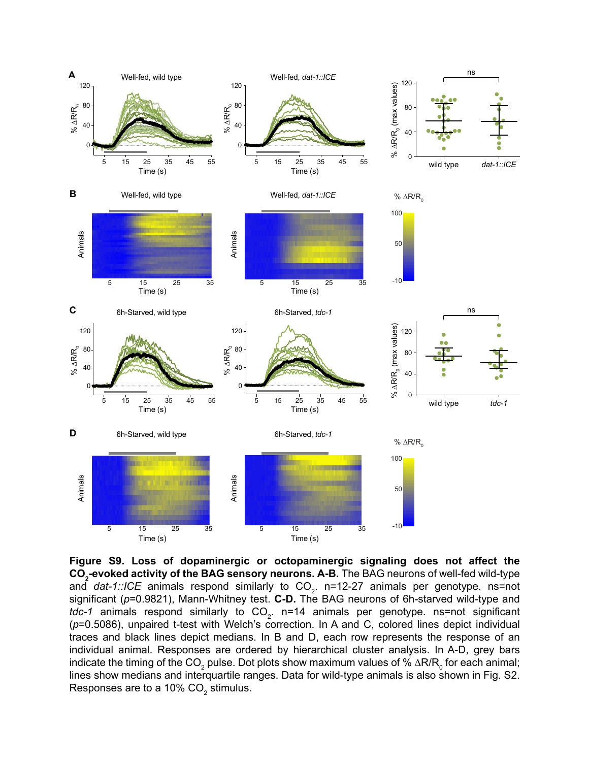**Figure S9. Loss of dopaminergic or octopaminergic signaling does not affect the $CO_2$-evoked activity of the BAG sensory neurons. A-B.** The BAG neurons of well-fed wild-type and *dat-1::ICE* animals respond similarly to $CO_2$. n=12-27 animals per genotype. ns=not significant ($p$=0.9821), Mann-Whitney test. **C-D.** The BAG neurons of 6h-starved wild-type and *tdc-1* animals respond similarly to $CO_2$. n=14 animals per genotype. ns=not significant ($p$=0.5086), unpaired t-test with Welch's correction. In A and C, colored lines depict individual traces and black lines depict medians. In B and D, each row represents the response of an individual animal. Responses are ordered by hierarchical cluster analysis. In A-D, grey bars indicate the timing of the $CO_2$ pulse. Dot plots show maximum values of % $\Delta R/R_0$ for each animal; lines show medians and interquartile ranges. Data for wild-type animals is also shown in Fig. S2. Responses are to a 10% $CO_2$ stimulus.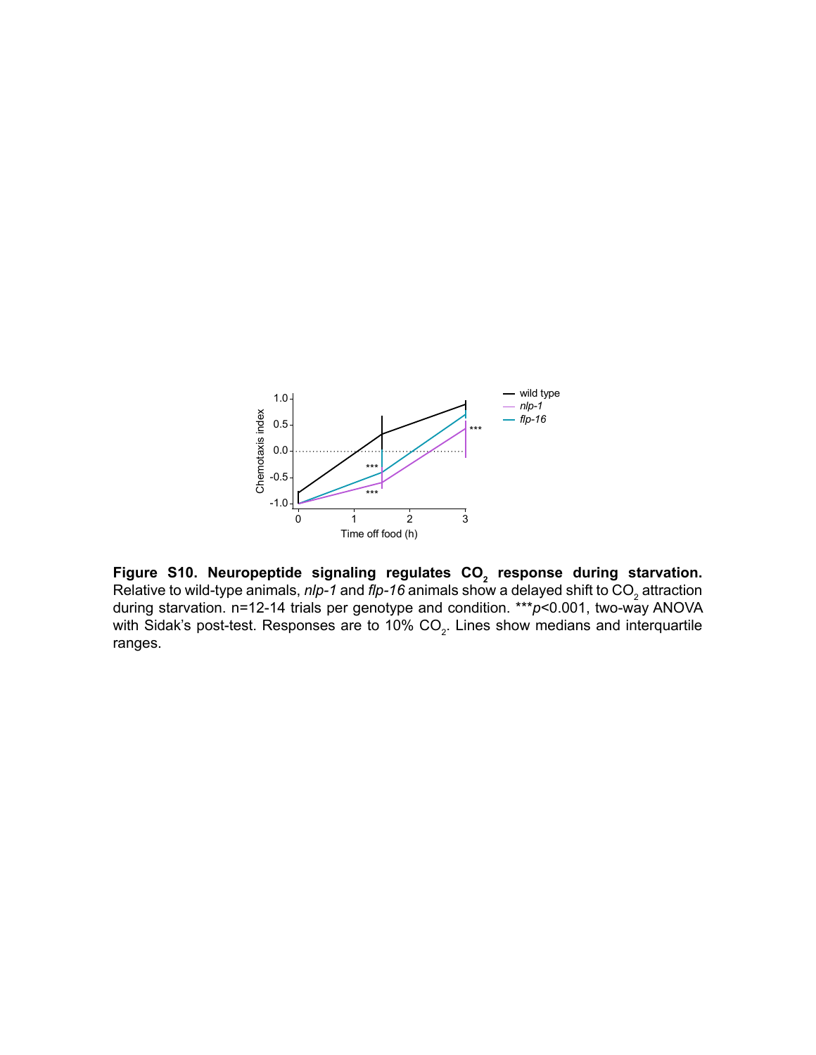**Figure S10. Neuropeptide signaling regulates $CO_2$ response during starvation.** Relative to wild-type animals, *nlp-1* and *flp-16* animals show a delayed shift to $CO_2$ attraction during starvation. n=12-14 trials per genotype and condition. ***$p$<0.001, two-way ANOVA with Sidak's post-test. Responses are to 10% $CO_2$. Lines show medians and interquartile ranges.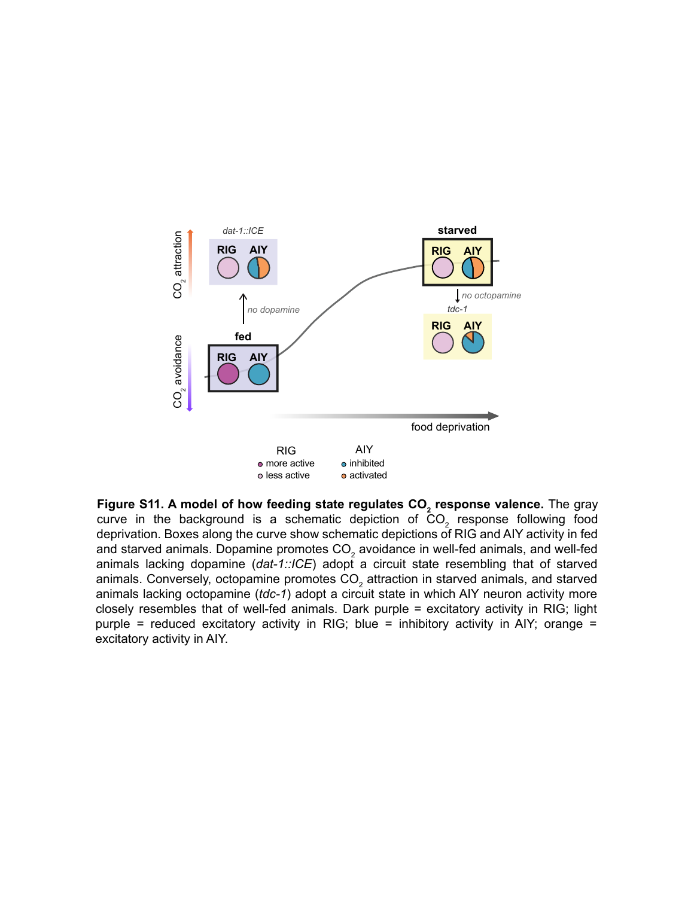**Figure S11. A model of how feeding state regulates $CO_2$ response valence.** The gray curve in the background is a schematic depiction of $CO_2$ response following food deprivation. Boxes along the curve show schematic depictions of RIG and AIY activity in fed and starved animals. Dopamine promotes $CO_2$ avoidance in well-fed animals, and well-fed animals lacking dopamine (*dat-1::ICE*) adopt a circuit state resembling that of starved animals. Conversely, octopamine promotes $CO_2$ attraction in starved animals, and starved animals lacking octopamine (*tdc-1*) adopt a circuit state in which AIY neuron activity more closely resembles that of well-fed animals. Dark purple = excitatory activity in RIG; light purple = reduced excitatory activity in RIG; blue = inhibitory activity in AIY; orange = excitatory activity in AIY.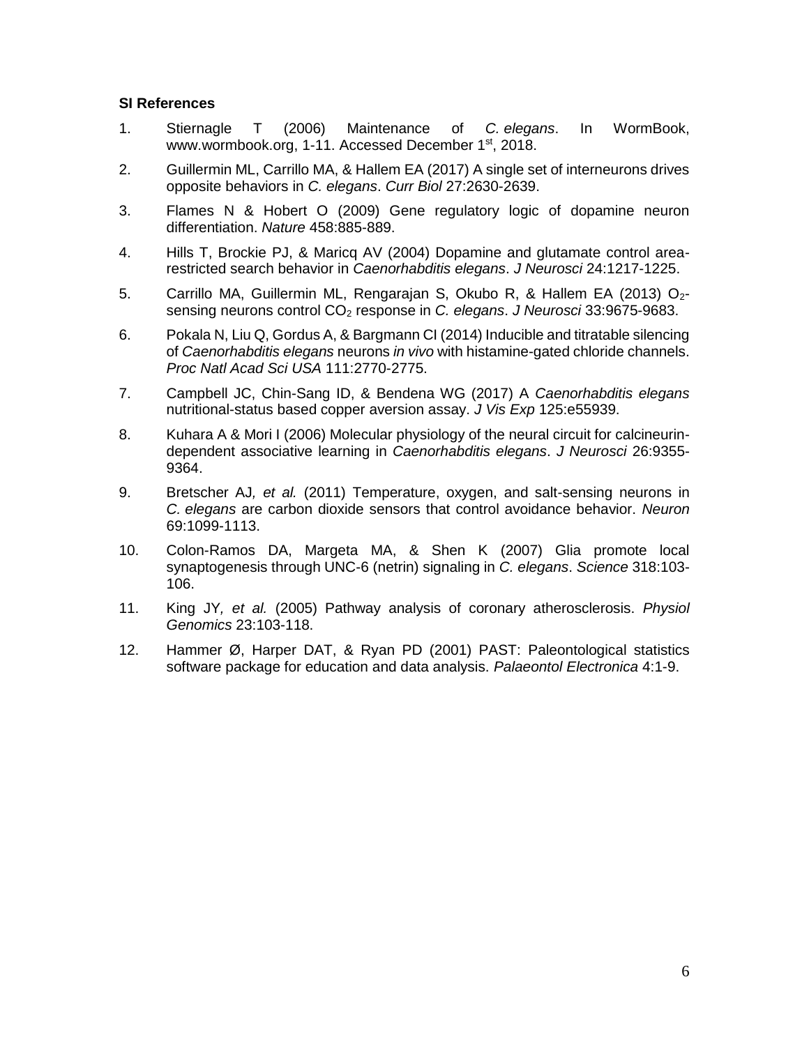**SI References**

1. Stiernagle T (2006) Maintenance of *C. elegans*. In WormBook, www.wormbook.org, 1-11. Accessed December 1st, 2018.
2. Guillermin ML, Carrillo MA, & Hallem EA (2017) A single set of interneurons drives opposite behaviors in *C. elegans*. *Curr Biol* 27:2630-2639.
3. Flames N & Hobert O (2009) Gene regulatory logic of dopamine neuron differentiation. *Nature* 458:885-889.
4. Hills T, Brockie PJ, & Maricq AV (2004) Dopamine and glutamate control area-restricted search behavior in *Caenorhabditis elegans*. *J Neurosci* 24:1217-1225.
5. Carrillo MA, Guillermin ML, Rengarajan S, Okubo R, & Hallem EA (2013) $O_2$-sensing neurons control $CO_2$ response in *C. elegans*. *J Neurosci* 33:9675-9683.
6. Pokala N, Liu Q, Gordus A, & Bargmann CI (2014) Inducible and titratable silencing of *Caenorhabditis elegans* neurons *in vivo* with histamine-gated chloride channels. *Proc Natl Acad Sci USA* 111:2770-2775.
7. Campbell JC, Chin-Sang ID, & Bendena WG (2017) A *Caenorhabditis elegans* nutritional-status based copper aversion assay. *J Vis Exp* 125:e55939.
8. Kuhara A & Mori I (2006) Molecular physiology of the neural circuit for calcineurin-dependent associative learning in *Caenorhabditis elegans*. *J Neurosci* 26:9355-9364.
9. Bretscher AJ*, et al.* (2011) Temperature, oxygen, and salt-sensing neurons in *C. elegans* are carbon dioxide sensors that control avoidance behavior. *Neuron* 69:1099-1113.
10. Colon-Ramos DA, Margeta MA, & Shen K (2007) Glia promote local synaptogenesis through UNC-6 (netrin) signaling in *C. elegans*. *Science* 318:103-106.
11. King JY*, et al.* (2005) Pathway analysis of coronary atherosclerosis. *Physiol Genomics* 23:103-118.
12. Hammer Ø, Harper DAT, & Ryan PD (2001) PAST: Paleontological statistics software package for education and data analysis. *Palaeontol Electronica* 4:1-9.